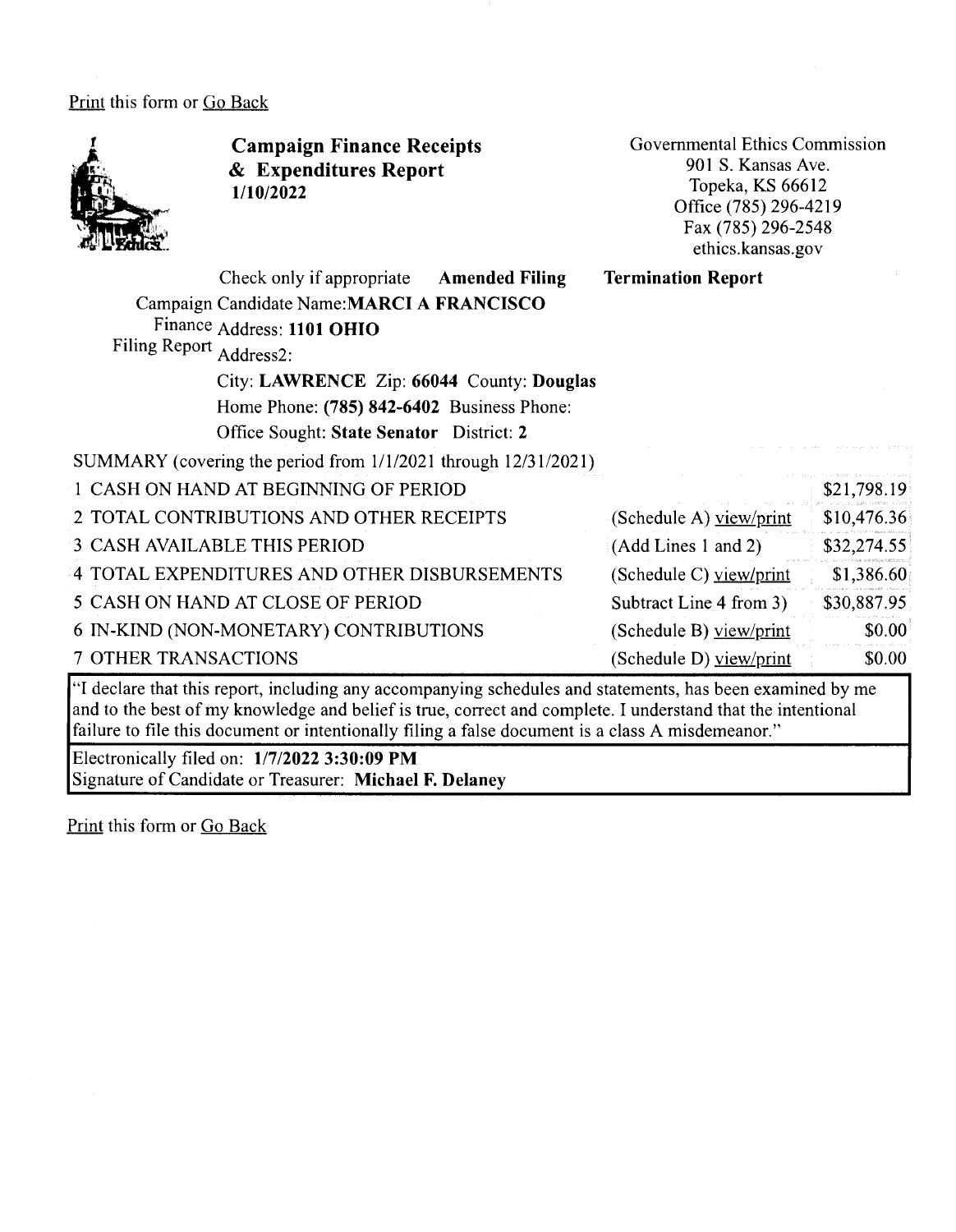Print this form or Go Back

# Campaign Finance Receipts & Expenditures Report

**1/10/2022**

Governmental Ethics Commission
901 S. Kansas Ave.
Topeka, KS 66612
Office (785) 296-4219
Fax (785) 296-2548
ethics.kansas.gov

Check only if appropriate **Amended Filing** **Termination Report**

Campaign Finance Filing Report

Candidate Name: **MARCI A FRANCISCO**
Address: **1101 OHIO**
Address2:
City: **LAWRENCE** Zip: **66044** County: **Douglas**
Home Phone: **(785) 842-6402** Business Phone:
Office Sought: **State Senator** District: **2**

SUMMARY (covering the period from 1/1/2021 through 12/31/2021)

| | | |
|---|---|---|
| 1 CASH ON HAND AT BEGINNING OF PERIOD | | $21,798.19 |
| 2 TOTAL CONTRIBUTIONS AND OTHER RECEIPTS | (Schedule A) view/print | $10,476.36 |
| 3 CASH AVAILABLE THIS PERIOD | (Add Lines 1 and 2) | $32,274.55 |
| 4 TOTAL EXPENDITURES AND OTHER DISBURSEMENTS | (Schedule C) view/print | $1,386.60 |
| 5 CASH ON HAND AT CLOSE OF PERIOD | Subtract Line 4 from 3) | $30,887.95 |
| 6 IN-KIND (NON-MONETARY) CONTRIBUTIONS | (Schedule B) view/print | $0.00 |
| 7 OTHER TRANSACTIONS | (Schedule D) view/print | $0.00 |

"I declare that this report, including any accompanying schedules and statements, has been examined by me and to the best of my knowledge and belief is true, correct and complete. I understand that the intentional failure to file this document or intentionally filing a false document is a class A misdemeanor."

Electronically filed on: **1/7/2022 3:30:09 PM**
Signature of Candidate or Treasurer: **Michael F. Delaney**

Print this form or Go Back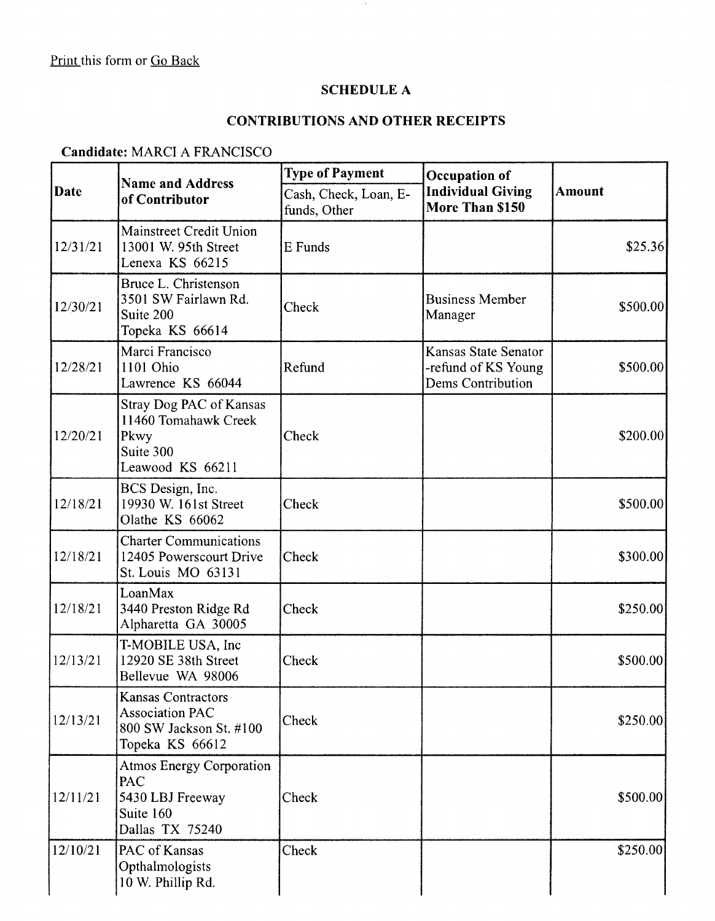Print this form or Go Back

## SCHEDULE A

## CONTRIBUTIONS AND OTHER RECEIPTS

**Candidate:** MARCI A FRANCISCO

| Date | Name and Address of Contributor | Type of Payment<br>Cash, Check, Loan, E-funds, Other | Occupation of Individual Giving More Than $150 | Amount |
|---|---|---|---|---|
| 12/31/21 | Mainstreet Credit Union<br>13001 W. 95th Street<br>Lenexa KS 66215 | E Funds | | $25.36 |
| 12/30/21 | Bruce L. Christenson<br>3501 SW Fairlawn Rd.<br>Suite 200<br>Topeka KS 66614 | Check | Business Member Manager | $500.00 |
| 12/28/21 | Marci Francisco<br>1101 Ohio<br>Lawrence KS 66044 | Refund | Kansas State Senator -refund of KS Young Dems Contribution | $500.00 |
| 12/20/21 | Stray Dog PAC of Kansas<br>11460 Tomahawk Creek Pkwy<br>Suite 300<br>Leawood KS 66211 | Check | | $200.00 |
| 12/18/21 | BCS Design, Inc.<br>19930 W. 161st Street<br>Olathe KS 66062 | Check | | $500.00 |
| 12/18/21 | Charter Communications<br>12405 Powerscourt Drive<br>St. Louis MO 63131 | Check | | $300.00 |
| 12/18/21 | LoanMax<br>3440 Preston Ridge Rd<br>Alpharetta GA 30005 | Check | | $250.00 |
| 12/13/21 | T-MOBILE USA, Inc<br>12920 SE 38th Street<br>Bellevue WA 98006 | Check | | $500.00 |
| 12/13/21 | Kansas Contractors Association PAC<br>800 SW Jackson St. #100<br>Topeka KS 66612 | Check | | $250.00 |
| 12/11/21 | Atmos Energy Corporation PAC<br>5430 LBJ Freeway<br>Suite 160<br>Dallas TX 75240 | Check | | $500.00 |
| 12/10/21 | PAC of Kansas Opthalmologists<br>10 W. Phillip Rd. | Check | | $250.00 |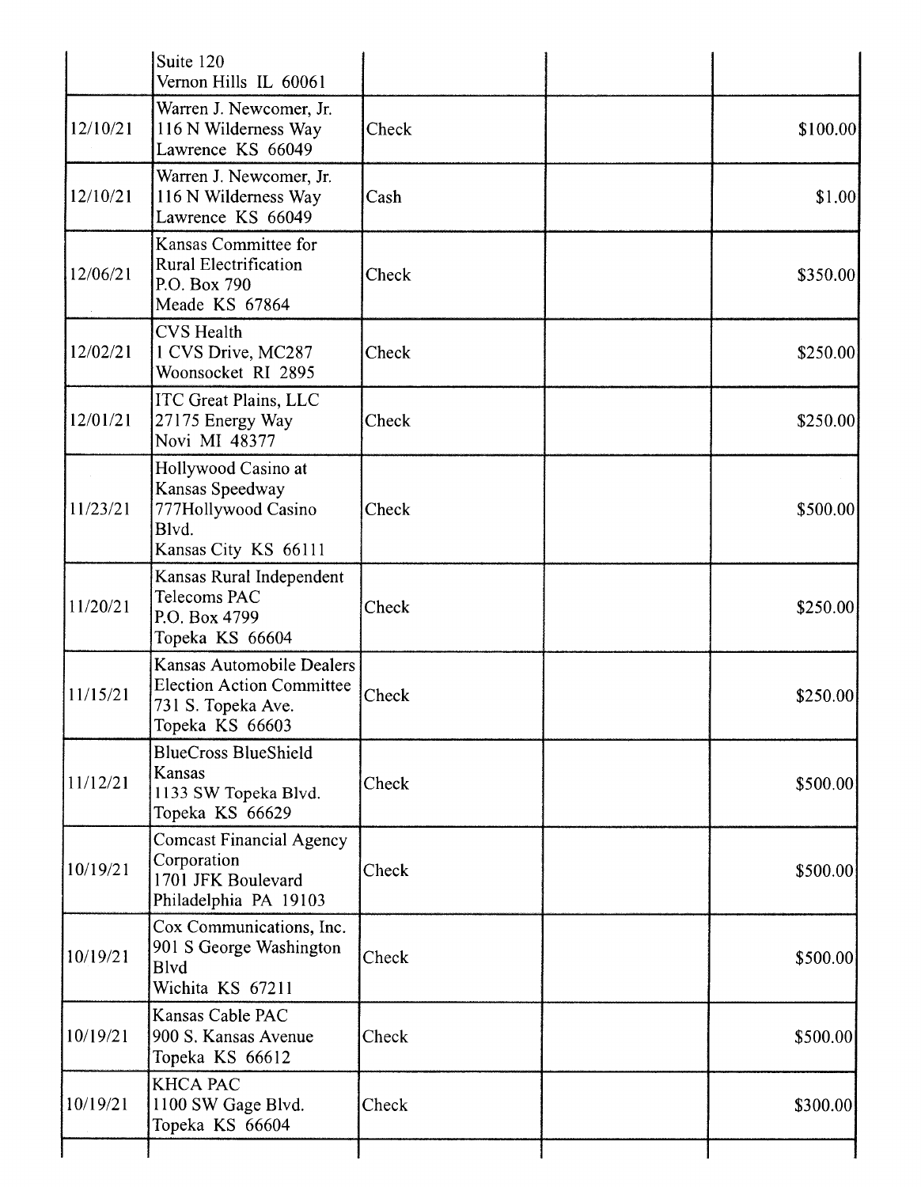|  |  |  |  |  |
|---|---|---|---|---|
|  | Suite 120<br>Vernon Hills IL 60061 |  |  |  |
| 12/10/21 | Warren J. Newcomer, Jr.<br>116 N Wilderness Way<br>Lawrence KS 66049 | Check |  | $100.00 |
| 12/10/21 | Warren J. Newcomer, Jr.<br>116 N Wilderness Way<br>Lawrence KS 66049 | Cash |  | $1.00 |
| 12/06/21 | Kansas Committee for Rural Electrification<br>P.O. Box 790<br>Meade KS 67864 | Check |  | $350.00 |
| 12/02/21 | CVS Health<br>1 CVS Drive, MC287<br>Woonsocket RI 2895 | Check |  | $250.00 |
| 12/01/21 | ITC Great Plains, LLC<br>27175 Energy Way<br>Novi MI 48377 | Check |  | $250.00 |
| 11/23/21 | Hollywood Casino at Kansas Speedway<br>777Hollywood Casino Blvd.<br>Kansas City KS 66111 | Check |  | $500.00 |
| 11/20/21 | Kansas Rural Independent Telecoms PAC<br>P.O. Box 4799<br>Topeka KS 66604 | Check |  | $250.00 |
| 11/15/21 | Kansas Automobile Dealers Election Action Committee<br>731 S. Topeka Ave.<br>Topeka KS 66603 | Check |  | $250.00 |
| 11/12/21 | BlueCross BlueShield Kansas<br>1133 SW Topeka Blvd.<br>Topeka KS 66629 | Check |  | $500.00 |
| 10/19/21 | Comcast Financial Agency Corporation<br>1701 JFK Boulevard<br>Philadelphia PA 19103 | Check |  | $500.00 |
| 10/19/21 | Cox Communications, Inc.<br>901 S George Washington Blvd<br>Wichita KS 67211 | Check |  | $500.00 |
| 10/19/21 | Kansas Cable PAC<br>900 S. Kansas Avenue<br>Topeka KS 66612 | Check |  | $500.00 |
| 10/19/21 | KHCA PAC<br>1100 SW Gage Blvd.<br>Topeka KS 66604 | Check |  | $300.00 |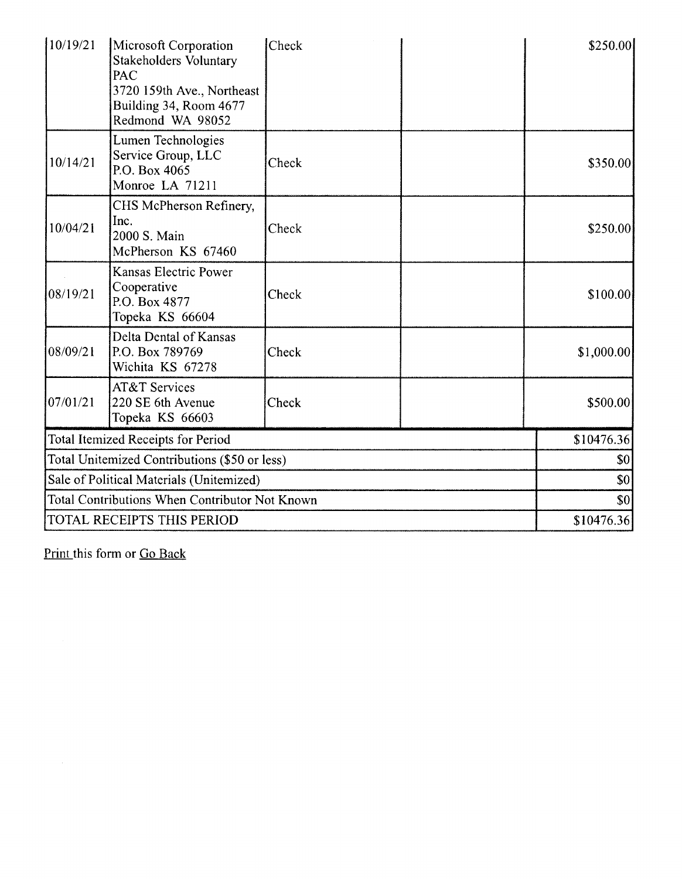| | | | | |
|---|---|---|---|---|
| 10/19/21 | Microsoft Corporation Stakeholders Voluntary PAC 3720 159th Ave., Northeast Building 34, Room 4677 Redmond WA 98052 | Check | | $250.00 |
| 10/14/21 | Lumen Technologies Service Group, LLC P.O. Box 4065 Monroe LA 71211 | Check | | $350.00 |
| 10/04/21 | CHS McPherson Refinery, Inc. 2000 S. Main McPherson KS 67460 | Check | | $250.00 |
| 08/19/21 | Kansas Electric Power Cooperative P.O. Box 4877 Topeka KS 66604 | Check | | $100.00 |
| 08/09/21 | Delta Dental of Kansas P.O. Box 789769 Wichita KS 67278 | Check | | $1,000.00 |
| 07/01/21 | AT&T Services 220 SE 6th Avenue Topeka KS 66603 | Check | | $500.00 |
| Total Itemized Receipts for Period | | | | $10476.36 |
| Total Unitemized Contributions ($50 or less) | | | | $0 |
| Sale of Political Materials (Unitemized) | | | | $0 |
| Total Contributions When Contributor Not Known | | | | $0 |
| TOTAL RECEIPTS THIS PERIOD | | | | $10476.36 |

Print this form or Go Back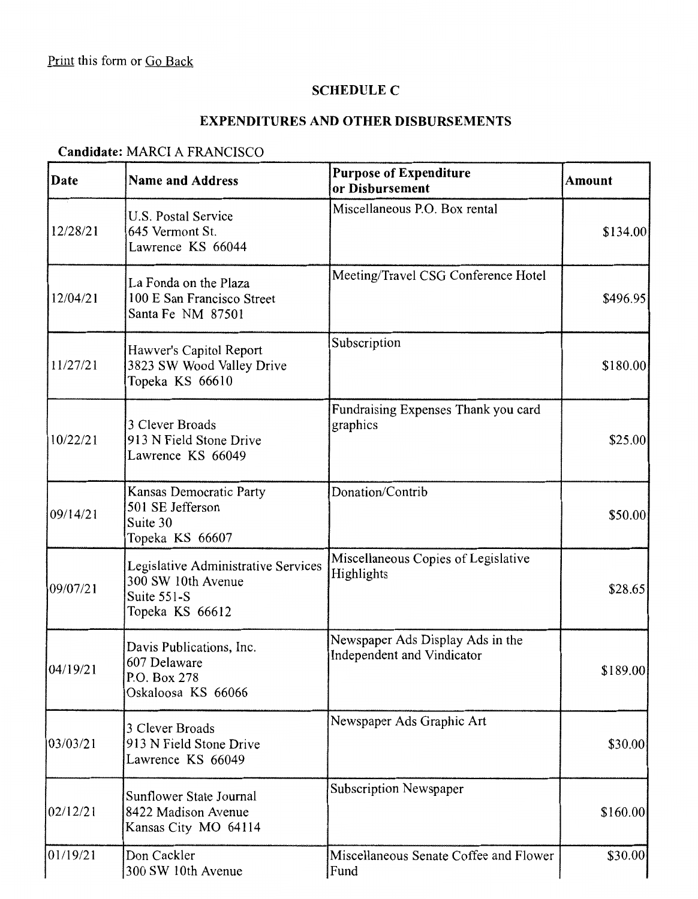Print this form or Go Back

## SCHEDULE C

## EXPENDITURES AND OTHER DISBURSEMENTS

**Candidate:** MARCI A FRANCISCO

| Date | Name and Address | Purpose of Expenditure or Disbursement | Amount |
|---|---|---|---|
| 12/28/21 | U.S. Postal Service<br>645 Vermont St.<br>Lawrence KS 66044 | Miscellaneous P.O. Box rental | $134.00 |
| 12/04/21 | La Fonda on the Plaza<br>100 E San Francisco Street<br>Santa Fe NM 87501 | Meeting/Travel CSG Conference Hotel | $496.95 |
| 11/27/21 | Hawver's Capitol Report<br>3823 SW Wood Valley Drive<br>Topeka KS 66610 | Subscription | $180.00 |
| 10/22/21 | 3 Clever Broads<br>913 N Field Stone Drive<br>Lawrence KS 66049 | Fundraising Expenses Thank you card graphics | $25.00 |
| 09/14/21 | Kansas Democratic Party<br>501 SE Jefferson<br>Suite 30<br>Topeka KS 66607 | Donation/Contrib | $50.00 |
| 09/07/21 | Legislative Administrative Services<br>300 SW 10th Avenue<br>Suite 551-S<br>Topeka KS 66612 | Miscellaneous Copies of Legislative Highlights | $28.65 |
| 04/19/21 | Davis Publications, Inc.<br>607 Delaware<br>P.O. Box 278<br>Oskaloosa KS 66066 | Newspaper Ads Display Ads in the Independent and Vindicator | $189.00 |
| 03/03/21 | 3 Clever Broads<br>913 N Field Stone Drive<br>Lawrence KS 66049 | Newspaper Ads Graphic Art | $30.00 |
| 02/12/21 | Sunflower State Journal<br>8422 Madison Avenue<br>Kansas City MO 64114 | Subscription Newspaper | $160.00 |
| 01/19/21 | Don Cackler<br>300 SW 10th Avenue | Miscellaneous Senate Coffee and Flower Fund | $30.00 |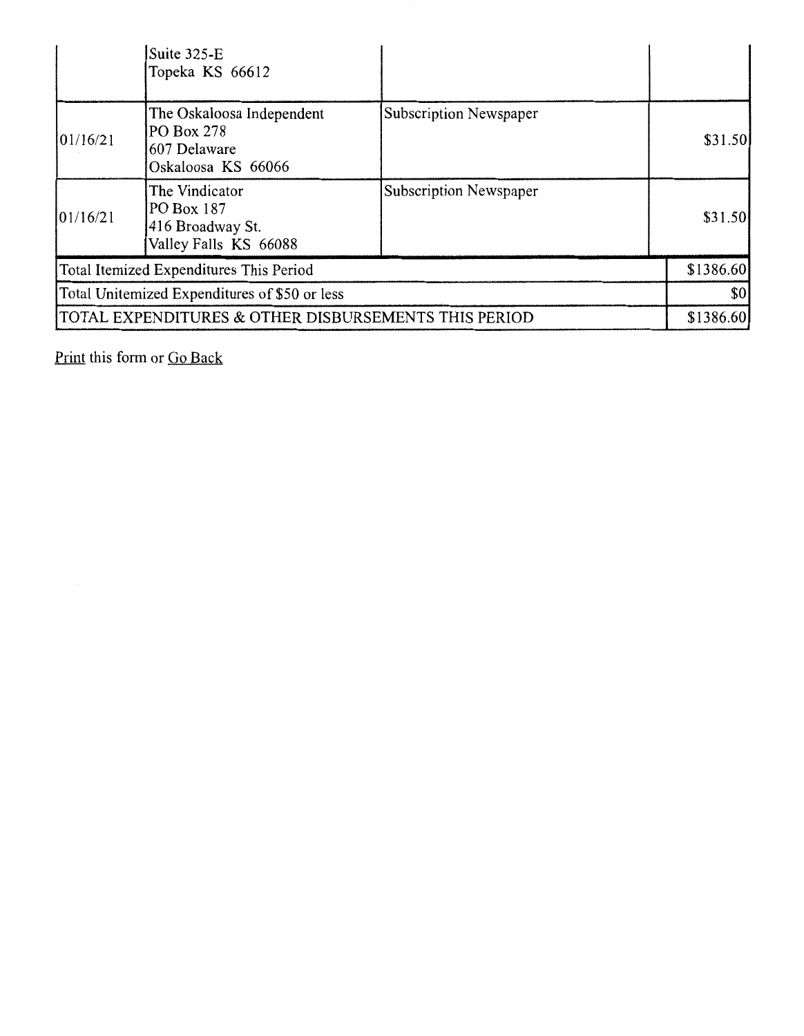| | | | |
|---|---|---|---|
| | Suite 325-E<br>Topeka KS 66612 | | |
| 01/16/21 | The Oskaloosa Independent<br>PO Box 278<br>607 Delaware<br>Oskaloosa KS 66066 | Subscription Newspaper | $31.50 |
| 01/16/21 | The Vindicator<br>PO Box 187<br>416 Broadway St.<br>Valley Falls KS 66088 | Subscription Newspaper | $31.50 |
| Total Itemized Expenditures This Period | | | $1386.60 |
| Total Unitemized Expenditures of $50 or less | | | $0 |
| TOTAL EXPENDITURES & OTHER DISBURSEMENTS THIS PERIOD | | | $1386.60 |

Print this form or Go Back